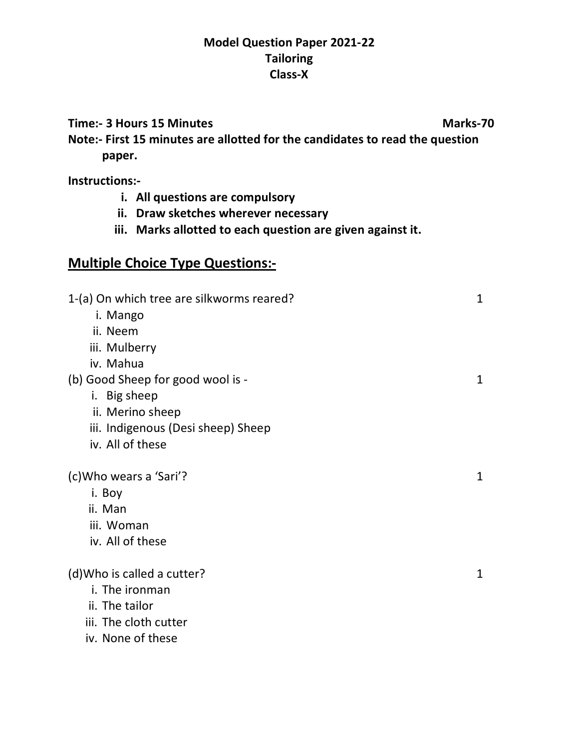**Model Question Paper 2021-22**
**Tailoring**
**Class-X**

**Time:- 3 Hours 15 Minutes** **Marks-70**

**Note:- First 15 minutes are allotted for the candidates to read the question paper.**

**Instructions:-**

i. **All questions are compulsory**
ii. **Draw sketches wherever necessary**
iii. **Marks allotted to each question are given against it.**

## Multiple Choice Type Questions:-

1-(a) On which tree are silkworms reared? 1

i. Mango
ii. Neem
iii. Mulberry
iv. Mahua

(b) Good Sheep for good wool is - 1

i. Big sheep
ii. Merino sheep
iii. Indigenous (Desi sheep) Sheep
iv. All of these

(c)Who wears a 'Sari'? 1

i. Boy
ii. Man
iii. Woman
iv. All of these

(d)Who is called a cutter? 1

i. The ironman
ii. The tailor
iii. The cloth cutter
iv. None of these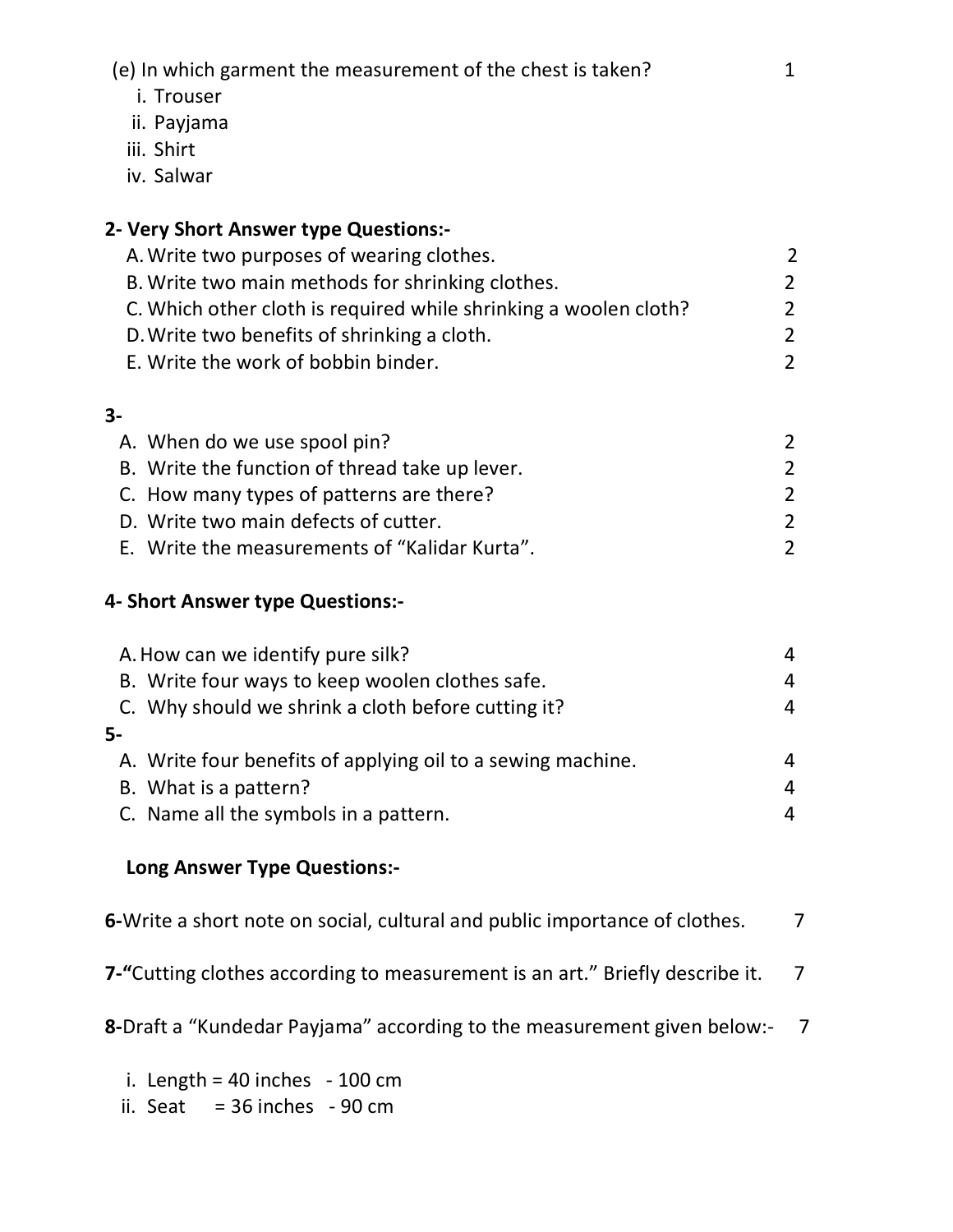(e) In which garment the measurement of the chest is taken? 1

i. Trouser
ii. Payjama
iii. Shirt
iv. Salwar

**2- Very Short Answer type Questions:-**

A. Write two purposes of wearing clothes. 2
B. Write two main methods for shrinking clothes. 2
C. Which other cloth is required while shrinking a woolen cloth? 2
D. Write two benefits of shrinking a cloth. 2
E. Write the work of bobbin binder. 2

**3-**

A. When do we use spool pin? 2
B. Write the function of thread take up lever. 2
C. How many types of patterns are there? 2
D. Write two main defects of cutter. 2
E. Write the measurements of "Kalidar Kurta". 2

**4- Short Answer type Questions:-**

A. How can we identify pure silk? 4
B. Write four ways to keep woolen clothes safe. 4
C. Why should we shrink a cloth before cutting it? 4

**5-**

A. Write four benefits of applying oil to a sewing machine. 4
B. What is a pattern? 4
C. Name all the symbols in a pattern. 4

**Long Answer Type Questions:-**

**6-**Write a short note on social, cultural and public importance of clothes. 7

**7-"**Cutting clothes according to measurement is an art." Briefly describe it. 7

**8-**Draft a "Kundedar Payjama" according to the measurement given below:- 7

i. Length = 40 inches - 100 cm
ii. Seat = 36 inches - 90 cm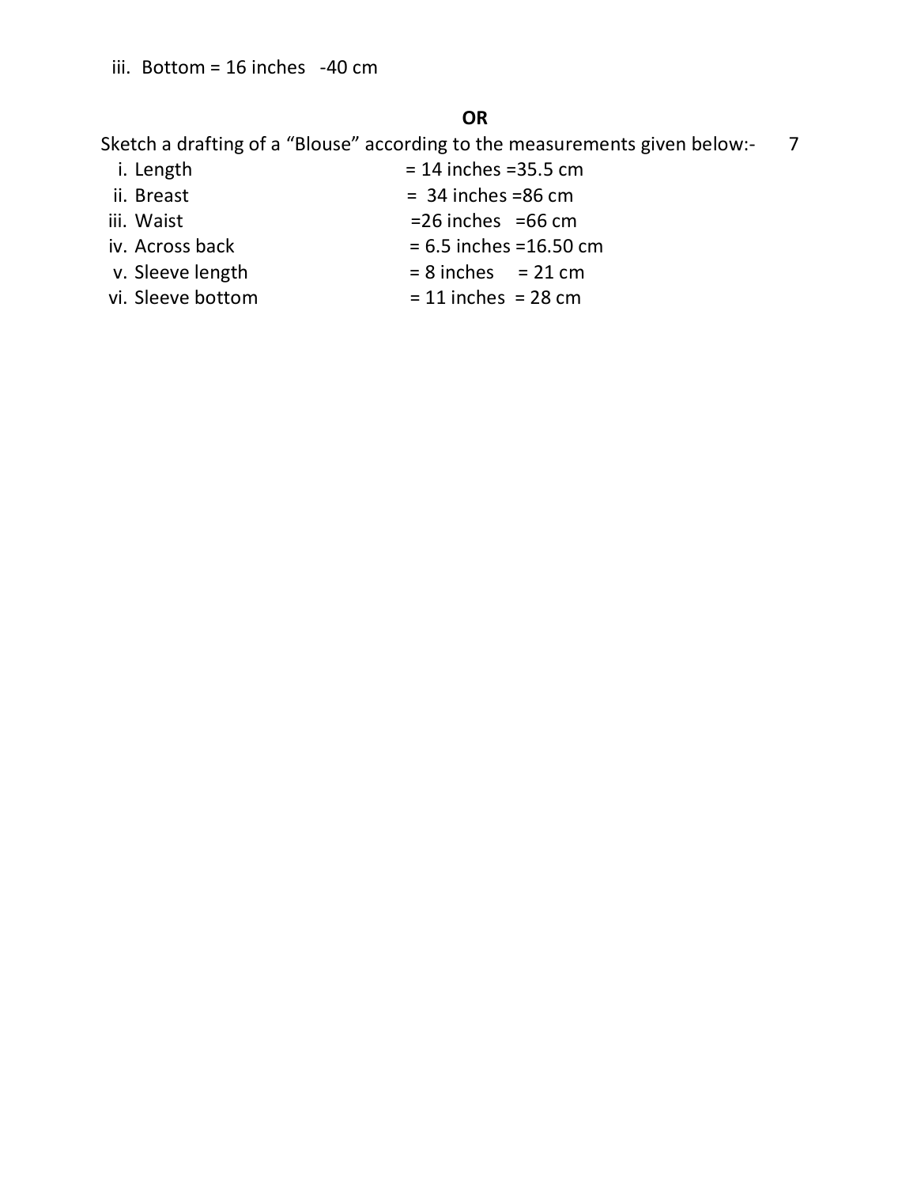iii. Bottom = 16 inches  -40 cm

**OR**

Sketch a drafting of a "Blouse" according to the measurements given below:- 7

i. Length = 14 inches =35.5 cm
ii. Breast = 34 inches =86 cm
iii. Waist =26 inches =66 cm
iv. Across back = 6.5 inches =16.50 cm
v. Sleeve length = 8 inches = 21 cm
vi. Sleeve bottom = 11 inches = 28 cm